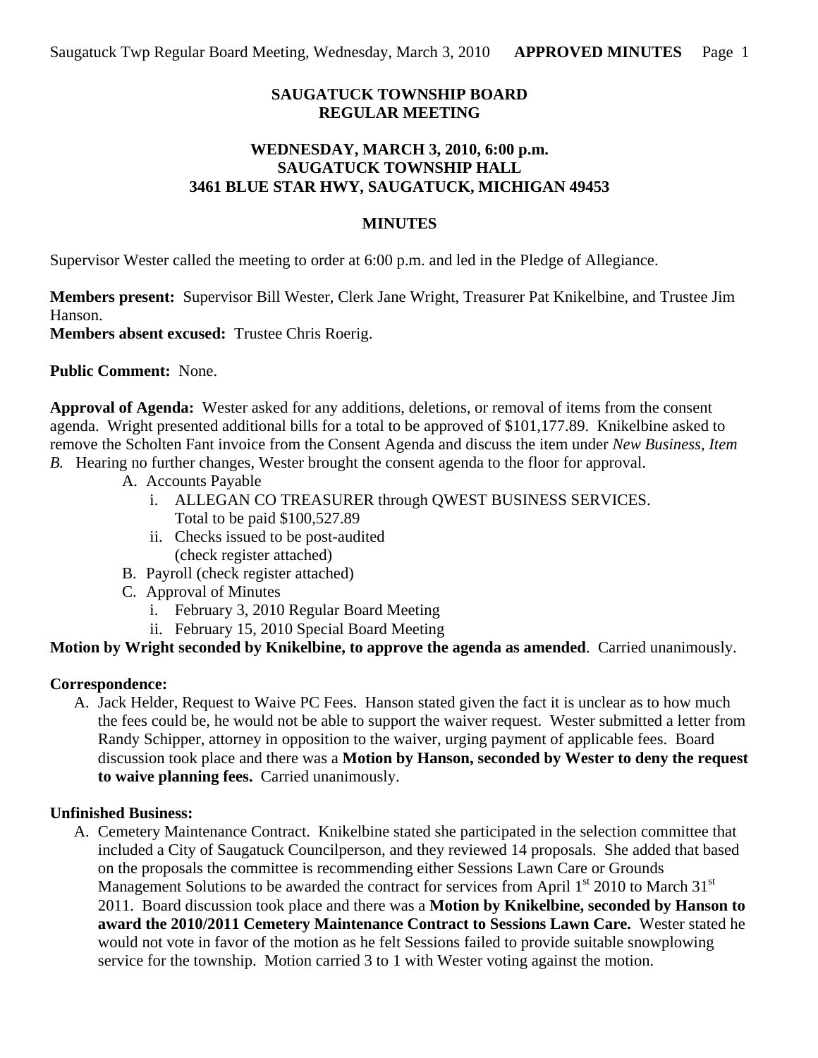**SAUGATUCK TOWNSHIP BOARD**
**REGULAR MEETING**

**WEDNESDAY, MARCH 3, 2010, 6:00 p.m.**
**SAUGATUCK TOWNSHIP HALL**
**3461 BLUE STAR HWY, SAUGATUCK, MICHIGAN 49453**

**MINUTES**

Supervisor Wester called the meeting to order at 6:00 p.m. and led in the Pledge of Allegiance.

**Members present:** Supervisor Bill Wester, Clerk Jane Wright, Treasurer Pat Knikelbine, and Trustee Jim Hanson.
**Members absent excused:** Trustee Chris Roerig.

**Public Comment:** None.

**Approval of Agenda:** Wester asked for any additions, deletions, or removal of items from the consent agenda. Wright presented additional bills for a total to be approved of $101,177.89. Knikelbine asked to remove the Scholten Fant invoice from the Consent Agenda and discuss the item under *New Business, Item B.* Hearing no further changes, Wester brought the consent agenda to the floor for approval.

- A. Accounts Payable
  - i. ALLEGAN CO TREASURER through QWEST BUSINESS SERVICES. Total to be paid $100,527.89
  - ii. Checks issued to be post-audited (check register attached)
- B. Payroll (check register attached)
- C. Approval of Minutes
  - i. February 3, 2010 Regular Board Meeting
  - ii. February 15, 2010 Special Board Meeting

**Motion by Wright seconded by Knikelbine, to approve the agenda as amended**. Carried unanimously.

**Correspondence:**

A. Jack Helder, Request to Waive PC Fees. Hanson stated given the fact it is unclear as to how much the fees could be, he would not be able to support the waiver request. Wester submitted a letter from Randy Schipper, attorney in opposition to the waiver, urging payment of applicable fees. Board discussion took place and there was a **Motion by Hanson, seconded by Wester to deny the request to waive planning fees.** Carried unanimously.

**Unfinished Business:**

A. Cemetery Maintenance Contract. Knikelbine stated she participated in the selection committee that included a City of Saugatuck Councilperson, and they reviewed 14 proposals. She added that based on the proposals the committee is recommending either Sessions Lawn Care or Grounds Management Solutions to be awarded the contract for services from April 1st 2010 to March 31st 2011. Board discussion took place and there was a **Motion by Knikelbine, seconded by Hanson to award the 2010/2011 Cemetery Maintenance Contract to Sessions Lawn Care.** Wester stated he would not vote in favor of the motion as he felt Sessions failed to provide suitable snowplowing service for the township. Motion carried 3 to 1 with Wester voting against the motion.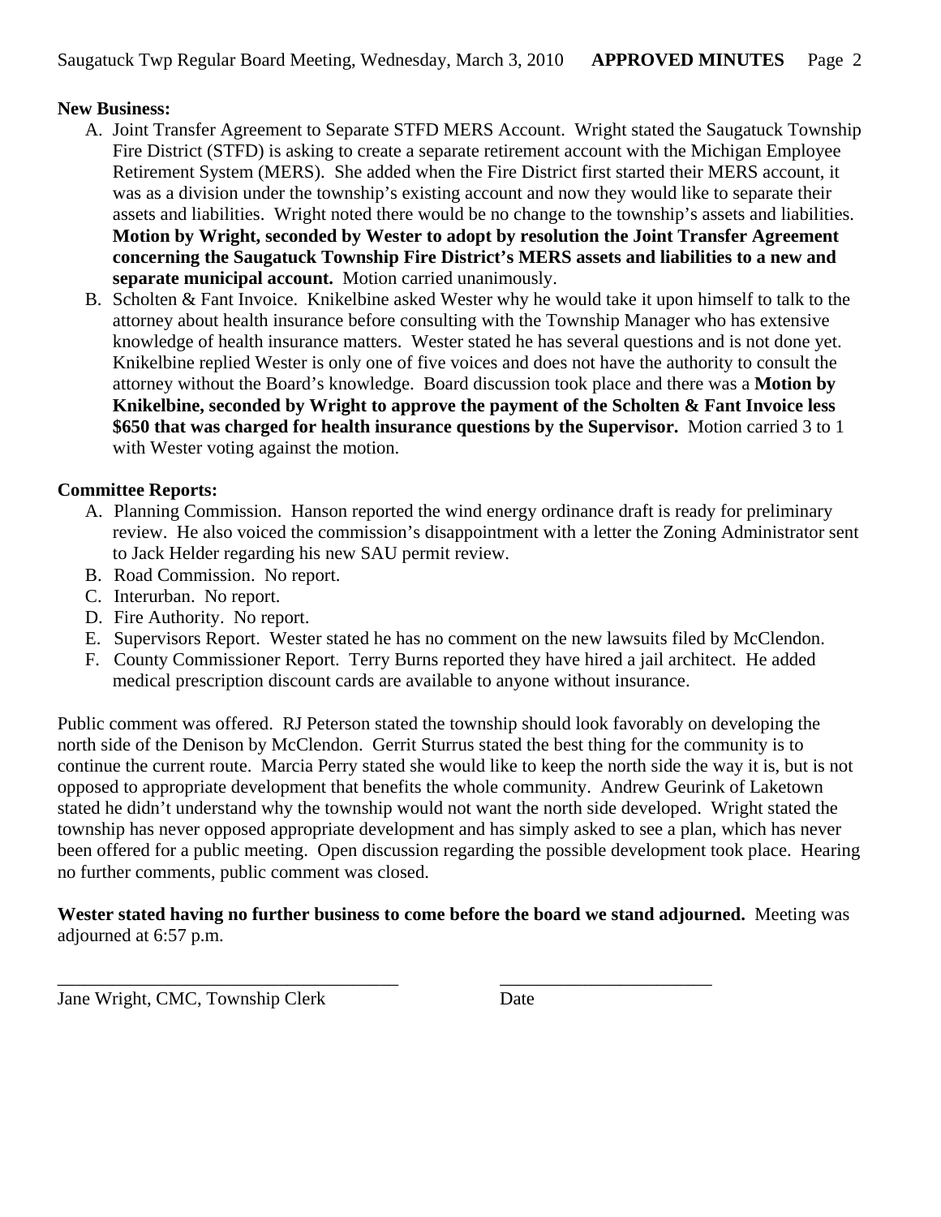**New Business:**

A. Joint Transfer Agreement to Separate STFD MERS Account. Wright stated the Saugatuck Township Fire District (STFD) is asking to create a separate retirement account with the Michigan Employee Retirement System (MERS). She added when the Fire District first started their MERS account, it was as a division under the township's existing account and now they would like to separate their assets and liabilities. Wright noted there would be no change to the township's assets and liabilities. **Motion by Wright, seconded by Wester to adopt by resolution the Joint Transfer Agreement concerning the Saugatuck Township Fire District's MERS assets and liabilities to a new and separate municipal account.** Motion carried unanimously.

B. Scholten & Fant Invoice. Knikelbine asked Wester why he would take it upon himself to talk to the attorney about health insurance before consulting with the Township Manager who has extensive knowledge of health insurance matters. Wester stated he has several questions and is not done yet. Knikelbine replied Wester is only one of five voices and does not have the authority to consult the attorney without the Board's knowledge. Board discussion took place and there was a **Motion by Knikelbine, seconded by Wright to approve the payment of the Scholten & Fant Invoice less $650 that was charged for health insurance questions by the Supervisor.** Motion carried 3 to 1 with Wester voting against the motion.

**Committee Reports:**

A. Planning Commission. Hanson reported the wind energy ordinance draft is ready for preliminary review. He also voiced the commission's disappointment with a letter the Zoning Administrator sent to Jack Helder regarding his new SAU permit review.
B. Road Commission. No report.
C. Interurban. No report.
D. Fire Authority. No report.
E. Supervisors Report. Wester stated he has no comment on the new lawsuits filed by McClendon.
F. County Commissioner Report. Terry Burns reported they have hired a jail architect. He added medical prescription discount cards are available to anyone without insurance.

Public comment was offered. RJ Peterson stated the township should look favorably on developing the north side of the Denison by McClendon. Gerrit Sturrus stated the best thing for the community is to continue the current route. Marcia Perry stated she would like to keep the north side the way it is, but is not opposed to appropriate development that benefits the whole community. Andrew Geurink of Laketown stated he didn't understand why the township would not want the north side developed. Wright stated the township has never opposed appropriate development and has simply asked to see a plan, which has never been offered for a public meeting. Open discussion regarding the possible development took place. Hearing no further comments, public comment was closed.

**Wester stated having no further business to come before the board we stand adjourned.** Meeting was adjourned at 6:57 p.m.

_______________________________________ _______________________

Jane Wright, CMC, Township Clerk Date